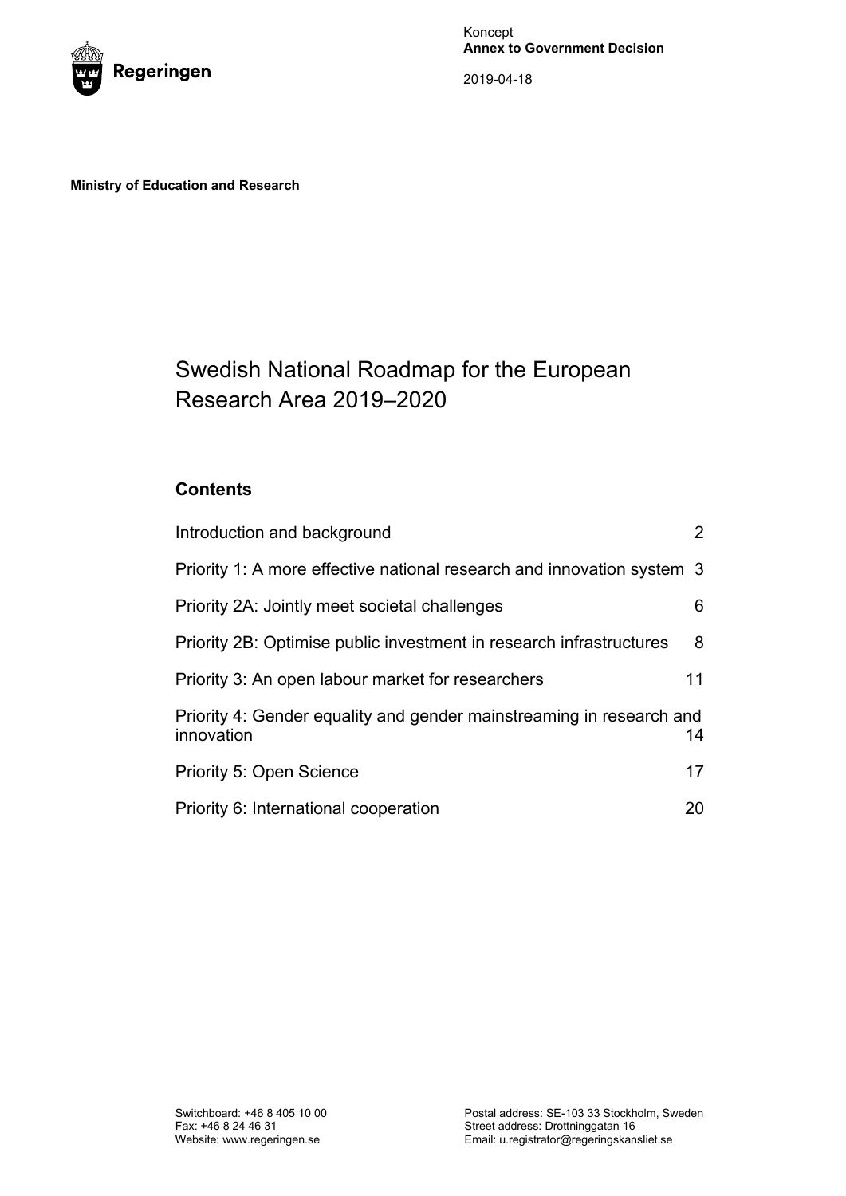Regeringen

Koncept
**Annex to Government Decision**

2019-04-18

**Ministry of Education and Research**

# Swedish National Roadmap for the European Research Area 2019–2020

## Contents

| | |
|---|---|
| Introduction and background | 2 |
| Priority 1: A more effective national research and innovation system | 3 |
| Priority 2A: Jointly meet societal challenges | 6 |
| Priority 2B: Optimise public investment in research infrastructures | 8 |
| Priority 3: An open labour market for researchers | 11 |
| Priority 4: Gender equality and gender mainstreaming in research and innovation | 14 |
| Priority 5: Open Science | 17 |
| Priority 6: International cooperation | 20 |

Switchboard: +46 8 405 10 00
Fax: +46 8 24 46 31
Website: www.regeringen.se

Postal address: SE-103 33 Stockholm, Sweden
Street address: Drottninggatan 16
Email: u.registrator@regeringskansliet.se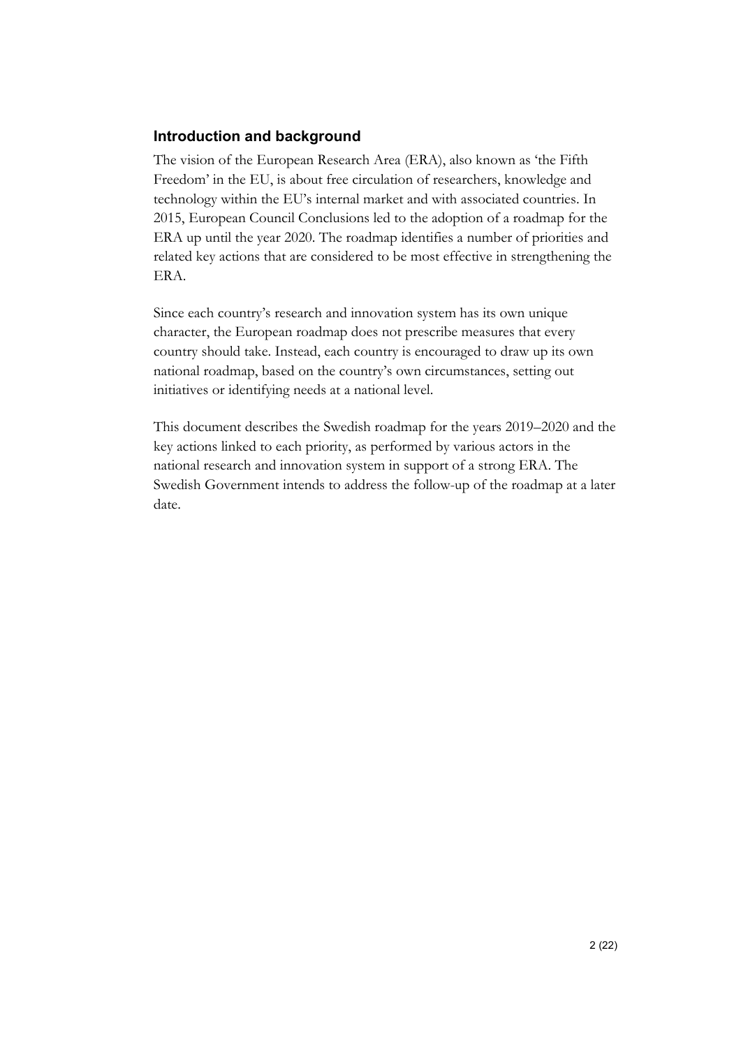## Introduction and background

The vision of the European Research Area (ERA), also known as 'the Fifth Freedom' in the EU, is about free circulation of researchers, knowledge and technology within the EU's internal market and with associated countries. In 2015, European Council Conclusions led to the adoption of a roadmap for the ERA up until the year 2020. The roadmap identifies a number of priorities and related key actions that are considered to be most effective in strengthening the ERA.

Since each country's research and innovation system has its own unique character, the European roadmap does not prescribe measures that every country should take. Instead, each country is encouraged to draw up its own national roadmap, based on the country's own circumstances, setting out initiatives or identifying needs at a national level.

This document describes the Swedish roadmap for the years 2019–2020 and the key actions linked to each priority, as performed by various actors in the national research and innovation system in support of a strong ERA. The Swedish Government intends to address the follow-up of the roadmap at a later date.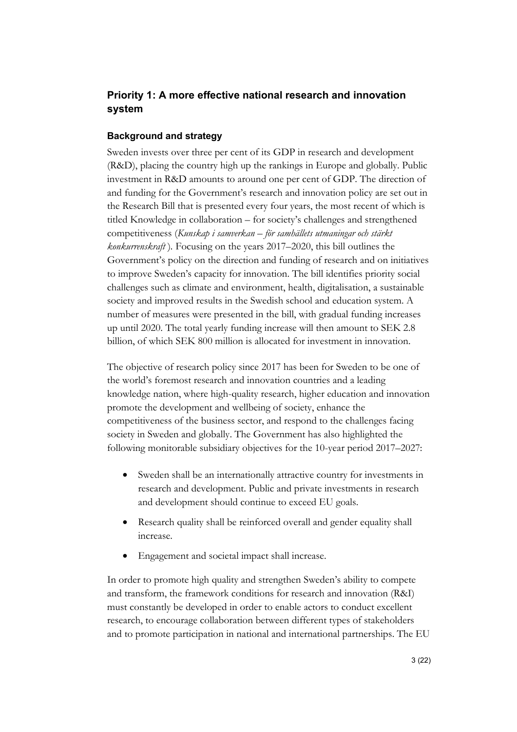## Priority 1: A more effective national research and innovation system

### Background and strategy

Sweden invests over three per cent of its GDP in research and development (R&D), placing the country high up the rankings in Europe and globally. Public investment in R&D amounts to around one per cent of GDP. The direction of and funding for the Government's research and innovation policy are set out in the Research Bill that is presented every four years, the most recent of which is titled Knowledge in collaboration – for society's challenges and strengthened competitiveness (*Kunskap i samverkan – för samhällets utmaningar och stärkt konkurrenskraft*). Focusing on the years 2017–2020, this bill outlines the Government's policy on the direction and funding of research and on initiatives to improve Sweden's capacity for innovation. The bill identifies priority social challenges such as climate and environment, health, digitalisation, a sustainable society and improved results in the Swedish school and education system. A number of measures were presented in the bill, with gradual funding increases up until 2020. The total yearly funding increase will then amount to SEK 2.8 billion, of which SEK 800 million is allocated for investment in innovation.

The objective of research policy since 2017 has been for Sweden to be one of the world's foremost research and innovation countries and a leading knowledge nation, where high-quality research, higher education and innovation promote the development and wellbeing of society, enhance the competitiveness of the business sector, and respond to the challenges facing society in Sweden and globally. The Government has also highlighted the following monitorable subsidiary objectives for the 10-year period 2017–2027:

- Sweden shall be an internationally attractive country for investments in research and development. Public and private investments in research and development should continue to exceed EU goals.
- Research quality shall be reinforced overall and gender equality shall increase.
- Engagement and societal impact shall increase.

In order to promote high quality and strengthen Sweden's ability to compete and transform, the framework conditions for research and innovation (R&I) must constantly be developed in order to enable actors to conduct excellent research, to encourage collaboration between different types of stakeholders and to promote participation in national and international partnerships. The EU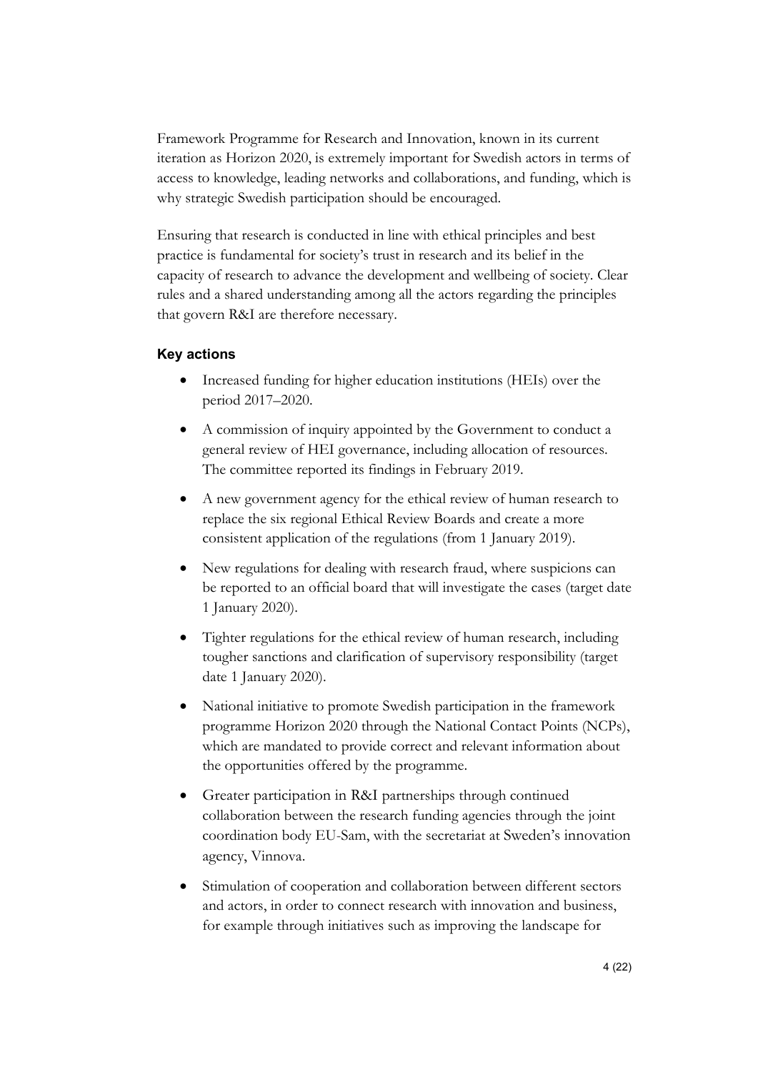Framework Programme for Research and Innovation, known in its current iteration as Horizon 2020, is extremely important for Swedish actors in terms of access to knowledge, leading networks and collaborations, and funding, which is why strategic Swedish participation should be encouraged.

Ensuring that research is conducted in line with ethical principles and best practice is fundamental for society's trust in research and its belief in the capacity of research to advance the development and wellbeing of society. Clear rules and a shared understanding among all the actors regarding the principles that govern R&I are therefore necessary.

### Key actions

- Increased funding for higher education institutions (HEIs) over the period 2017–2020.
- A commission of inquiry appointed by the Government to conduct a general review of HEI governance, including allocation of resources. The committee reported its findings in February 2019.
- A new government agency for the ethical review of human research to replace the six regional Ethical Review Boards and create a more consistent application of the regulations (from 1 January 2019).
- New regulations for dealing with research fraud, where suspicions can be reported to an official board that will investigate the cases (target date 1 January 2020).
- Tighter regulations for the ethical review of human research, including tougher sanctions and clarification of supervisory responsibility (target date 1 January 2020).
- National initiative to promote Swedish participation in the framework programme Horizon 2020 through the National Contact Points (NCPs), which are mandated to provide correct and relevant information about the opportunities offered by the programme.
- Greater participation in R&I partnerships through continued collaboration between the research funding agencies through the joint coordination body EU-Sam, with the secretariat at Sweden's innovation agency, Vinnova.
- Stimulation of cooperation and collaboration between different sectors and actors, in order to connect research with innovation and business, for example through initiatives such as improving the landscape for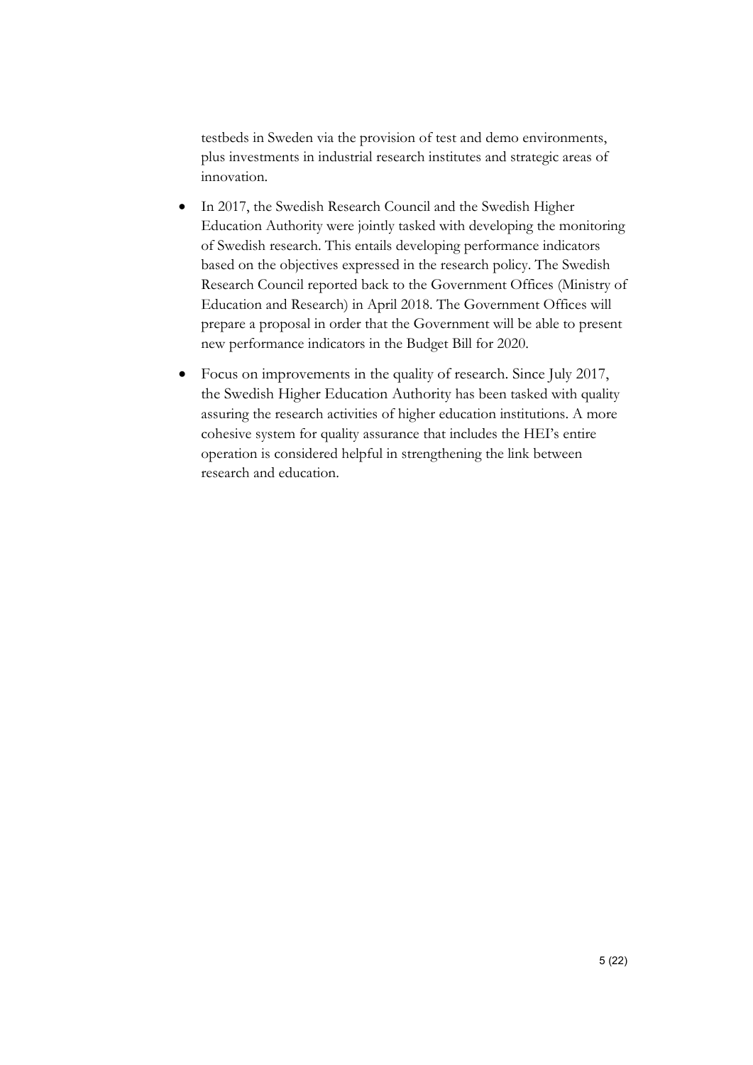testbeds in Sweden via the provision of test and demo environments, plus investments in industrial research institutes and strategic areas of innovation.

- In 2017, the Swedish Research Council and the Swedish Higher Education Authority were jointly tasked with developing the monitoring of Swedish research. This entails developing performance indicators based on the objectives expressed in the research policy. The Swedish Research Council reported back to the Government Offices (Ministry of Education and Research) in April 2018. The Government Offices will prepare a proposal in order that the Government will be able to present new performance indicators in the Budget Bill for 2020.
- Focus on improvements in the quality of research. Since July 2017, the Swedish Higher Education Authority has been tasked with quality assuring the research activities of higher education institutions. A more cohesive system for quality assurance that includes the HEI's entire operation is considered helpful in strengthening the link between research and education.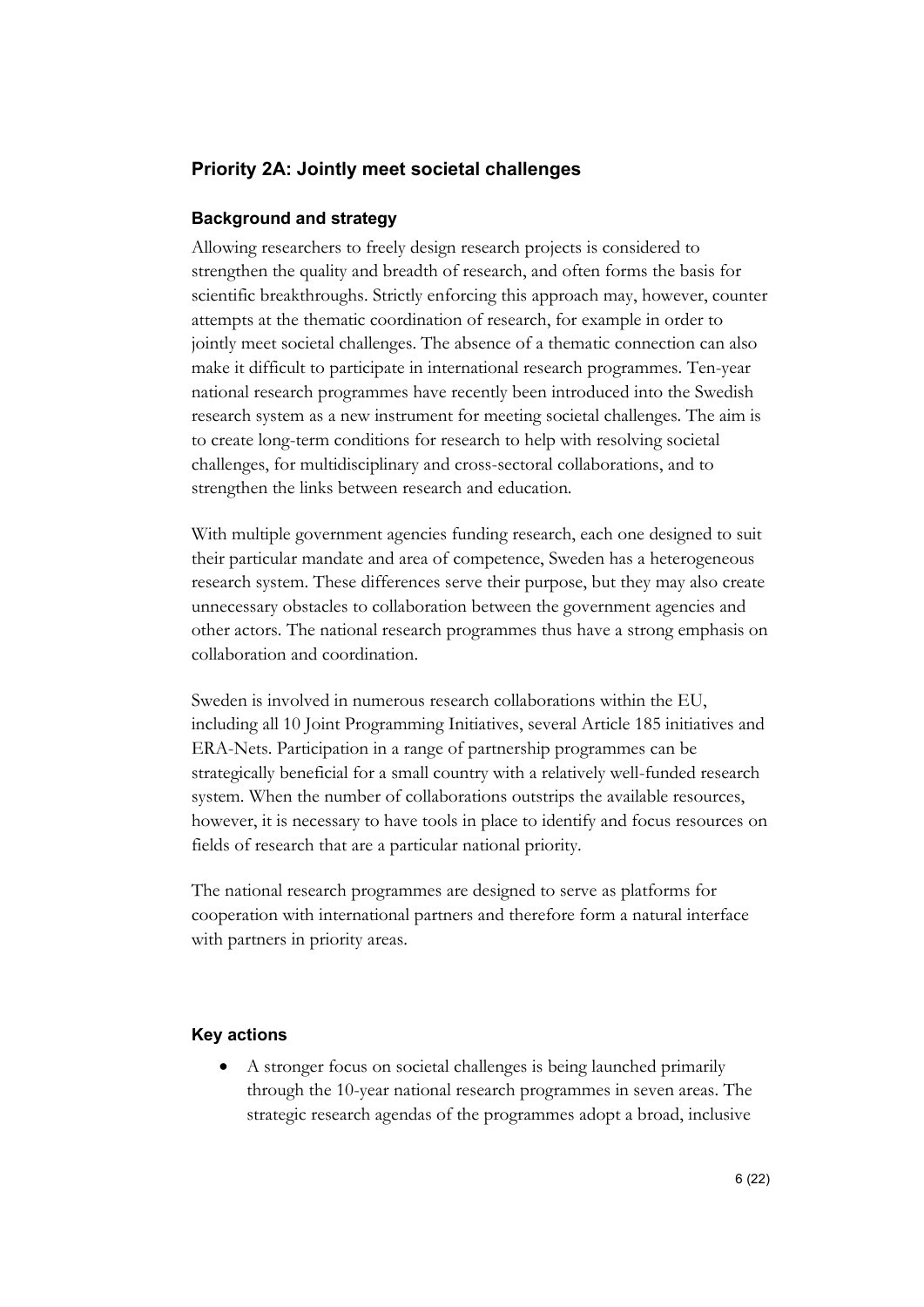## Priority 2A: Jointly meet societal challenges

### Background and strategy

Allowing researchers to freely design research projects is considered to strengthen the quality and breadth of research, and often forms the basis for scientific breakthroughs. Strictly enforcing this approach may, however, counter attempts at the thematic coordination of research, for example in order to jointly meet societal challenges. The absence of a thematic connection can also make it difficult to participate in international research programmes. Ten-year national research programmes have recently been introduced into the Swedish research system as a new instrument for meeting societal challenges. The aim is to create long-term conditions for research to help with resolving societal challenges, for multidisciplinary and cross-sectoral collaborations, and to strengthen the links between research and education.

With multiple government agencies funding research, each one designed to suit their particular mandate and area of competence, Sweden has a heterogeneous research system. These differences serve their purpose, but they may also create unnecessary obstacles to collaboration between the government agencies and other actors. The national research programmes thus have a strong emphasis on collaboration and coordination.

Sweden is involved in numerous research collaborations within the EU, including all 10 Joint Programming Initiatives, several Article 185 initiatives and ERA-Nets. Participation in a range of partnership programmes can be strategically beneficial for a small country with a relatively well-funded research system. When the number of collaborations outstrips the available resources, however, it is necessary to have tools in place to identify and focus resources on fields of research that are a particular national priority.

The national research programmes are designed to serve as platforms for cooperation with international partners and therefore form a natural interface with partners in priority areas.

### Key actions

- A stronger focus on societal challenges is being launched primarily through the 10-year national research programmes in seven areas. The strategic research agendas of the programmes adopt a broad, inclusive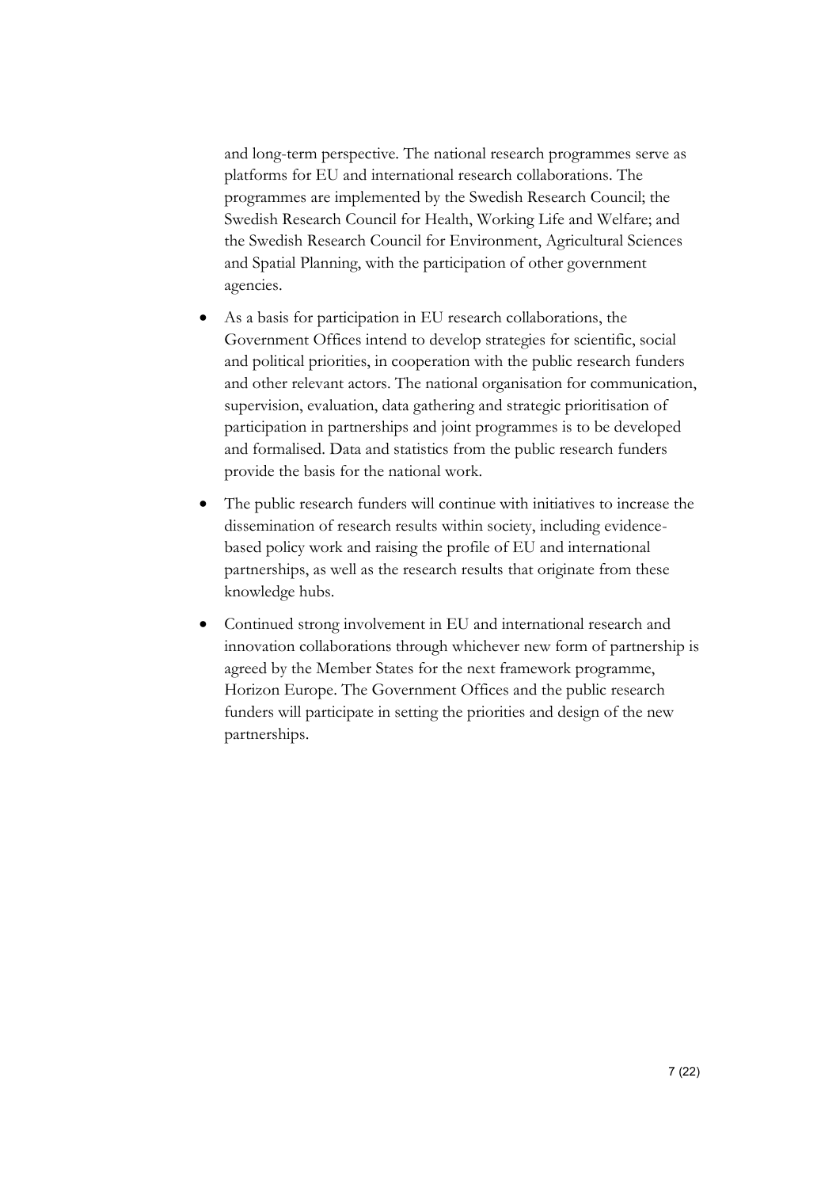and long-term perspective. The national research programmes serve as platforms for EU and international research collaborations. The programmes are implemented by the Swedish Research Council; the Swedish Research Council for Health, Working Life and Welfare; and the Swedish Research Council for Environment, Agricultural Sciences and Spatial Planning, with the participation of other government agencies.

- As a basis for participation in EU research collaborations, the Government Offices intend to develop strategies for scientific, social and political priorities, in cooperation with the public research funders and other relevant actors. The national organisation for communication, supervision, evaluation, data gathering and strategic prioritisation of participation in partnerships and joint programmes is to be developed and formalised. Data and statistics from the public research funders provide the basis for the national work.
- The public research funders will continue with initiatives to increase the dissemination of research results within society, including evidence-based policy work and raising the profile of EU and international partnerships, as well as the research results that originate from these knowledge hubs.
- Continued strong involvement in EU and international research and innovation collaborations through whichever new form of partnership is agreed by the Member States for the next framework programme, Horizon Europe. The Government Offices and the public research funders will participate in setting the priorities and design of the new partnerships.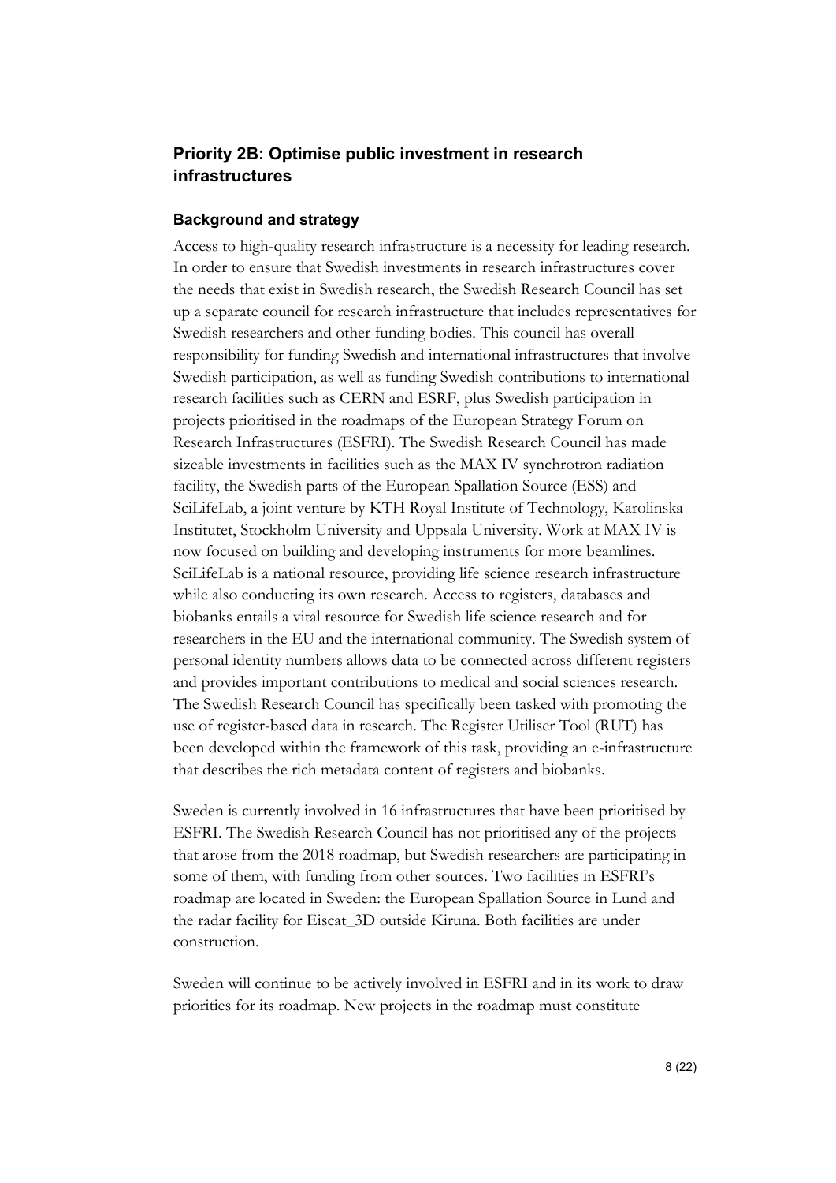## Priority 2B: Optimise public investment in research infrastructures

### Background and strategy

Access to high-quality research infrastructure is a necessity for leading research. In order to ensure that Swedish investments in research infrastructures cover the needs that exist in Swedish research, the Swedish Research Council has set up a separate council for research infrastructure that includes representatives for Swedish researchers and other funding bodies. This council has overall responsibility for funding Swedish and international infrastructures that involve Swedish participation, as well as funding Swedish contributions to international research facilities such as CERN and ESRF, plus Swedish participation in projects prioritised in the roadmaps of the European Strategy Forum on Research Infrastructures (ESFRI). The Swedish Research Council has made sizeable investments in facilities such as the MAX IV synchrotron radiation facility, the Swedish parts of the European Spallation Source (ESS) and SciLifeLab, a joint venture by KTH Royal Institute of Technology, Karolinska Institutet, Stockholm University and Uppsala University. Work at MAX IV is now focused on building and developing instruments for more beamlines. SciLifeLab is a national resource, providing life science research infrastructure while also conducting its own research. Access to registers, databases and biobanks entails a vital resource for Swedish life science research and for researchers in the EU and the international community. The Swedish system of personal identity numbers allows data to be connected across different registers and provides important contributions to medical and social sciences research. The Swedish Research Council has specifically been tasked with promoting the use of register-based data in research. The Register Utiliser Tool (RUT) has been developed within the framework of this task, providing an e-infrastructure that describes the rich metadata content of registers and biobanks.

Sweden is currently involved in 16 infrastructures that have been prioritised by ESFRI. The Swedish Research Council has not prioritised any of the projects that arose from the 2018 roadmap, but Swedish researchers are participating in some of them, with funding from other sources. Two facilities in ESFRI's roadmap are located in Sweden: the European Spallation Source in Lund and the radar facility for Eiscat_3D outside Kiruna. Both facilities are under construction.

Sweden will continue to be actively involved in ESFRI and in its work to draw priorities for its roadmap. New projects in the roadmap must constitute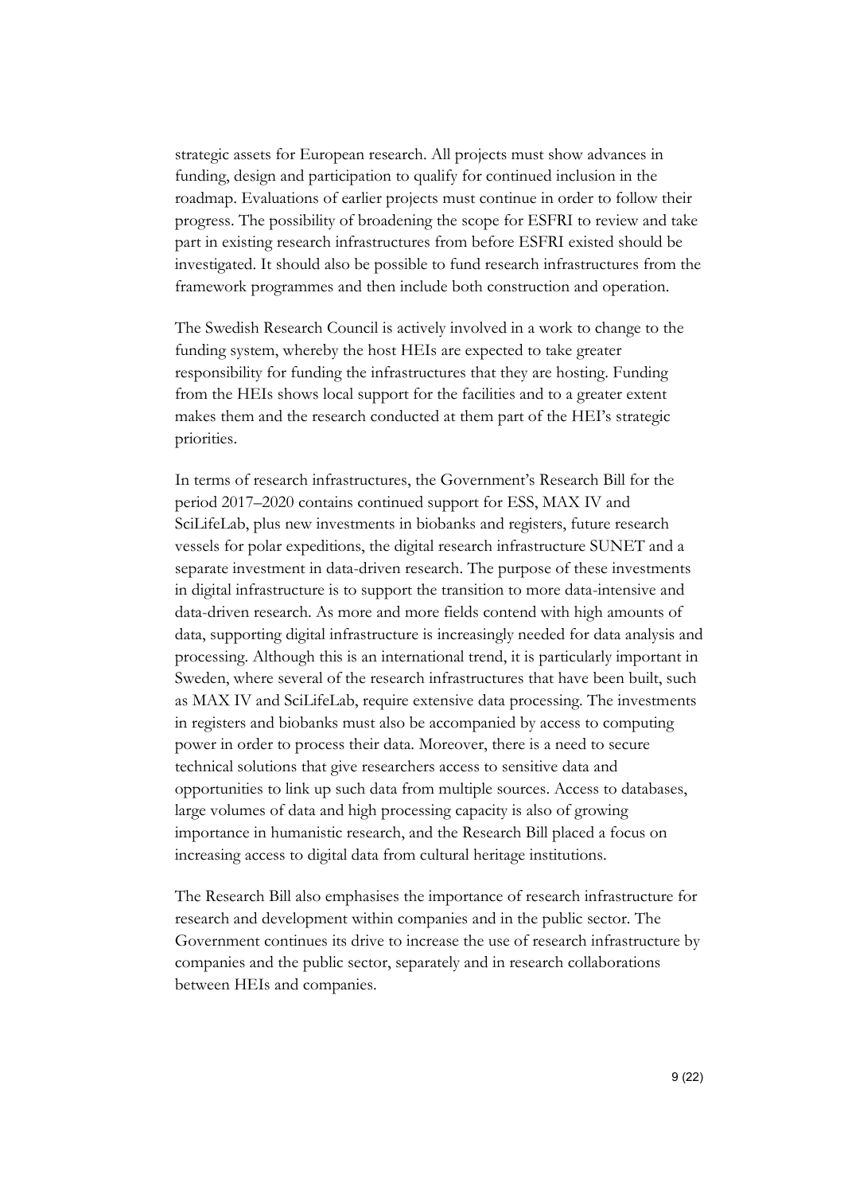strategic assets for European research. All projects must show advances in funding, design and participation to qualify for continued inclusion in the roadmap. Evaluations of earlier projects must continue in order to follow their progress. The possibility of broadening the scope for ESFRI to review and take part in existing research infrastructures from before ESFRI existed should be investigated. It should also be possible to fund research infrastructures from the framework programmes and then include both construction and operation.

The Swedish Research Council is actively involved in a work to change to the funding system, whereby the host HEIs are expected to take greater responsibility for funding the infrastructures that they are hosting. Funding from the HEIs shows local support for the facilities and to a greater extent makes them and the research conducted at them part of the HEI's strategic priorities.

In terms of research infrastructures, the Government's Research Bill for the period 2017–2020 contains continued support for ESS, MAX IV and SciLifeLab, plus new investments in biobanks and registers, future research vessels for polar expeditions, the digital research infrastructure SUNET and a separate investment in data-driven research. The purpose of these investments in digital infrastructure is to support the transition to more data-intensive and data-driven research. As more and more fields contend with high amounts of data, supporting digital infrastructure is increasingly needed for data analysis and processing. Although this is an international trend, it is particularly important in Sweden, where several of the research infrastructures that have been built, such as MAX IV and SciLifeLab, require extensive data processing. The investments in registers and biobanks must also be accompanied by access to computing power in order to process their data. Moreover, there is a need to secure technical solutions that give researchers access to sensitive data and opportunities to link up such data from multiple sources. Access to databases, large volumes of data and high processing capacity is also of growing importance in humanistic research, and the Research Bill placed a focus on increasing access to digital data from cultural heritage institutions.

The Research Bill also emphasises the importance of research infrastructure for research and development within companies and in the public sector. The Government continues its drive to increase the use of research infrastructure by companies and the public sector, separately and in research collaborations between HEIs and companies.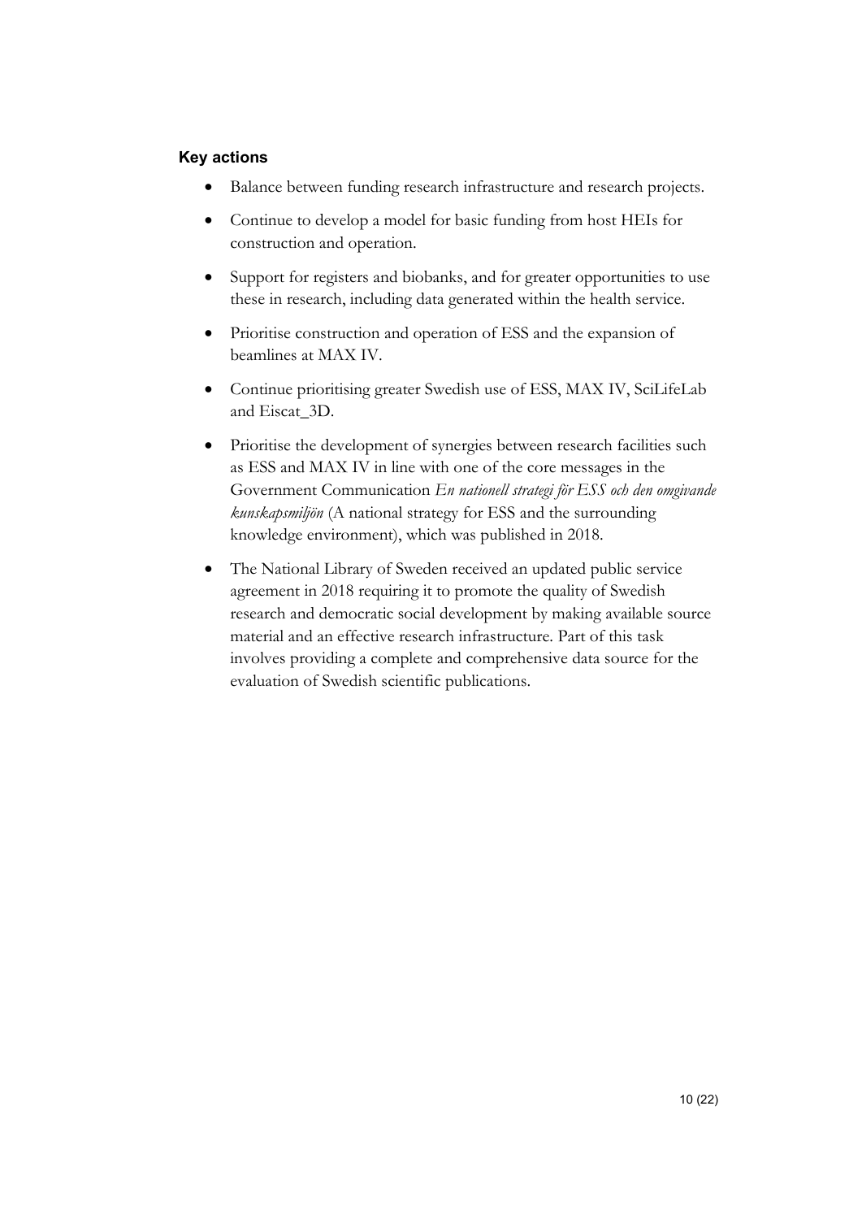### Key actions

- Balance between funding research infrastructure and research projects.
- Continue to develop a model for basic funding from host HEIs for construction and operation.
- Support for registers and biobanks, and for greater opportunities to use these in research, including data generated within the health service.
- Prioritise construction and operation of ESS and the expansion of beamlines at MAX IV.
- Continue prioritising greater Swedish use of ESS, MAX IV, SciLifeLab and Eiscat_3D.
- Prioritise the development of synergies between research facilities such as ESS and MAX IV in line with one of the core messages in the Government Communication *En nationell strategi för ESS och den omgivande kunskapsmiljön* (A national strategy for ESS and the surrounding knowledge environment), which was published in 2018.
- The National Library of Sweden received an updated public service agreement in 2018 requiring it to promote the quality of Swedish research and democratic social development by making available source material and an effective research infrastructure. Part of this task involves providing a complete and comprehensive data source for the evaluation of Swedish scientific publications.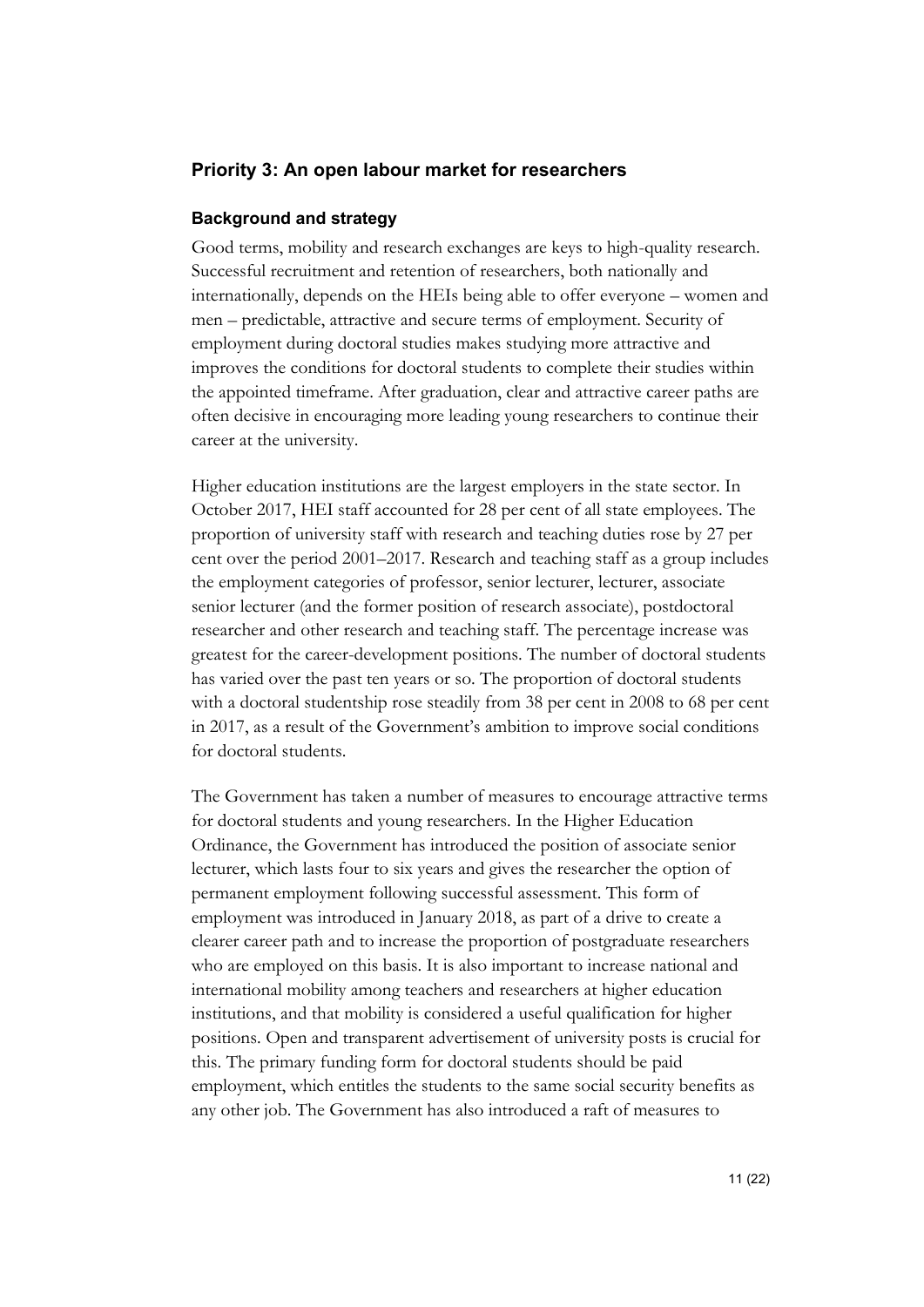## Priority 3: An open labour market for researchers

### Background and strategy

Good terms, mobility and research exchanges are keys to high-quality research. Successful recruitment and retention of researchers, both nationally and internationally, depends on the HEIs being able to offer everyone – women and men – predictable, attractive and secure terms of employment. Security of employment during doctoral studies makes studying more attractive and improves the conditions for doctoral students to complete their studies within the appointed timeframe. After graduation, clear and attractive career paths are often decisive in encouraging more leading young researchers to continue their career at the university.

Higher education institutions are the largest employers in the state sector. In October 2017, HEI staff accounted for 28 per cent of all state employees. The proportion of university staff with research and teaching duties rose by 27 per cent over the period 2001–2017. Research and teaching staff as a group includes the employment categories of professor, senior lecturer, lecturer, associate senior lecturer (and the former position of research associate), postdoctoral researcher and other research and teaching staff. The percentage increase was greatest for the career-development positions. The number of doctoral students has varied over the past ten years or so. The proportion of doctoral students with a doctoral studentship rose steadily from 38 per cent in 2008 to 68 per cent in 2017, as a result of the Government's ambition to improve social conditions for doctoral students.

The Government has taken a number of measures to encourage attractive terms for doctoral students and young researchers. In the Higher Education Ordinance, the Government has introduced the position of associate senior lecturer, which lasts four to six years and gives the researcher the option of permanent employment following successful assessment. This form of employment was introduced in January 2018, as part of a drive to create a clearer career path and to increase the proportion of postgraduate researchers who are employed on this basis. It is also important to increase national and international mobility among teachers and researchers at higher education institutions, and that mobility is considered a useful qualification for higher positions. Open and transparent advertisement of university posts is crucial for this. The primary funding form for doctoral students should be paid employment, which entitles the students to the same social security benefits as any other job. The Government has also introduced a raft of measures to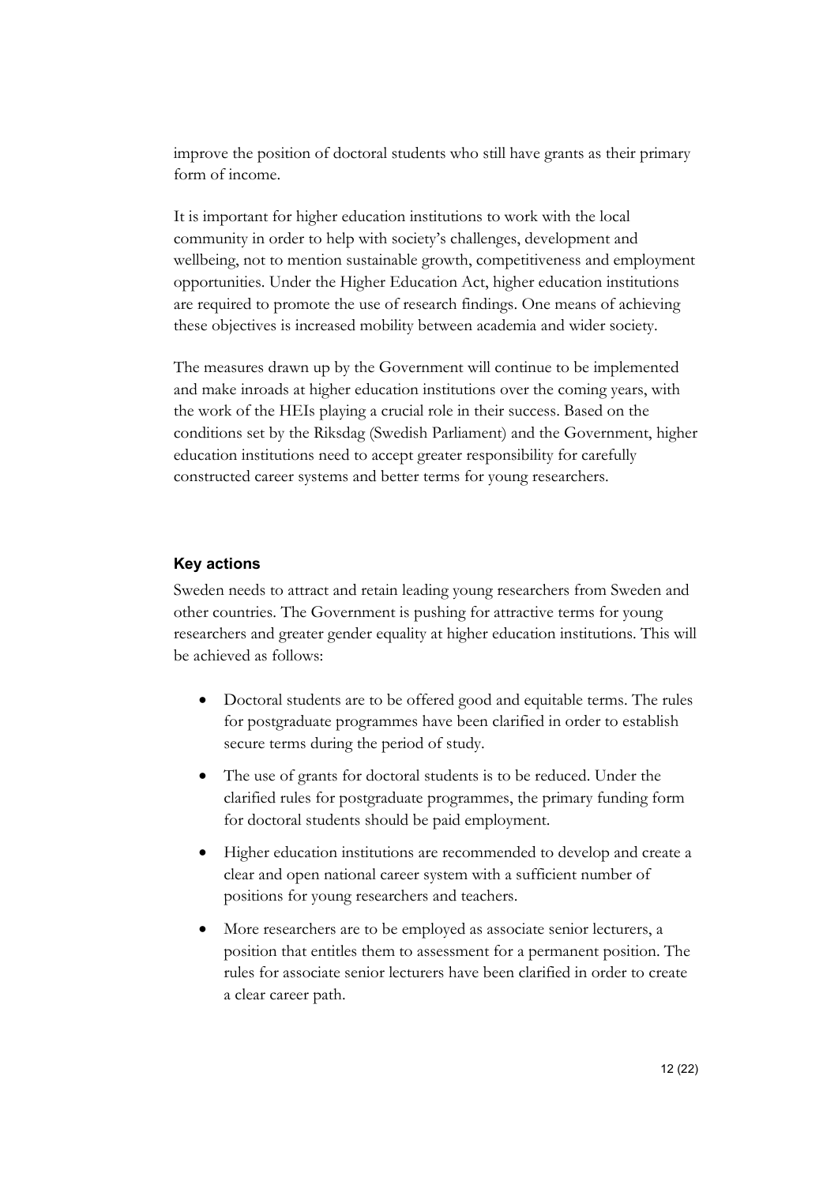improve the position of doctoral students who still have grants as their primary form of income.

It is important for higher education institutions to work with the local community in order to help with society's challenges, development and wellbeing, not to mention sustainable growth, competitiveness and employment opportunities. Under the Higher Education Act, higher education institutions are required to promote the use of research findings. One means of achieving these objectives is increased mobility between academia and wider society.

The measures drawn up by the Government will continue to be implemented and make inroads at higher education institutions over the coming years, with the work of the HEIs playing a crucial role in their success. Based on the conditions set by the Riksdag (Swedish Parliament) and the Government, higher education institutions need to accept greater responsibility for carefully constructed career systems and better terms for young researchers.

### Key actions

Sweden needs to attract and retain leading young researchers from Sweden and other countries. The Government is pushing for attractive terms for young researchers and greater gender equality at higher education institutions. This will be achieved as follows:

- Doctoral students are to be offered good and equitable terms. The rules for postgraduate programmes have been clarified in order to establish secure terms during the period of study.
- The use of grants for doctoral students is to be reduced. Under the clarified rules for postgraduate programmes, the primary funding form for doctoral students should be paid employment.
- Higher education institutions are recommended to develop and create a clear and open national career system with a sufficient number of positions for young researchers and teachers.
- More researchers are to be employed as associate senior lecturers, a position that entitles them to assessment for a permanent position. The rules for associate senior lecturers have been clarified in order to create a clear career path.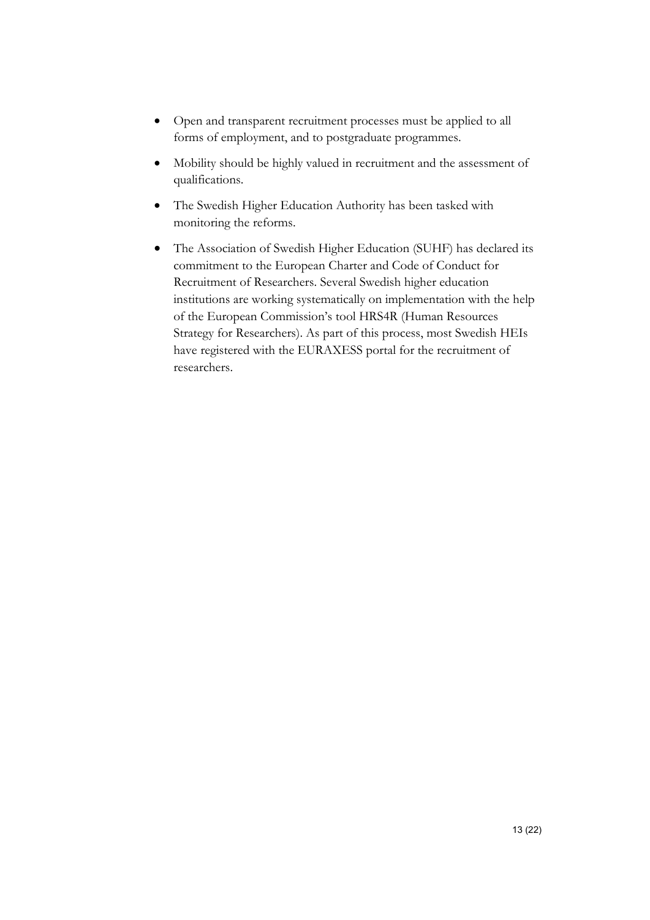- Open and transparent recruitment processes must be applied to all forms of employment, and to postgraduate programmes.
- Mobility should be highly valued in recruitment and the assessment of qualifications.
- The Swedish Higher Education Authority has been tasked with monitoring the reforms.
- The Association of Swedish Higher Education (SUHF) has declared its commitment to the European Charter and Code of Conduct for Recruitment of Researchers. Several Swedish higher education institutions are working systematically on implementation with the help of the European Commission's tool HRS4R (Human Resources Strategy for Researchers). As part of this process, most Swedish HEIs have registered with the EURAXESS portal for the recruitment of researchers.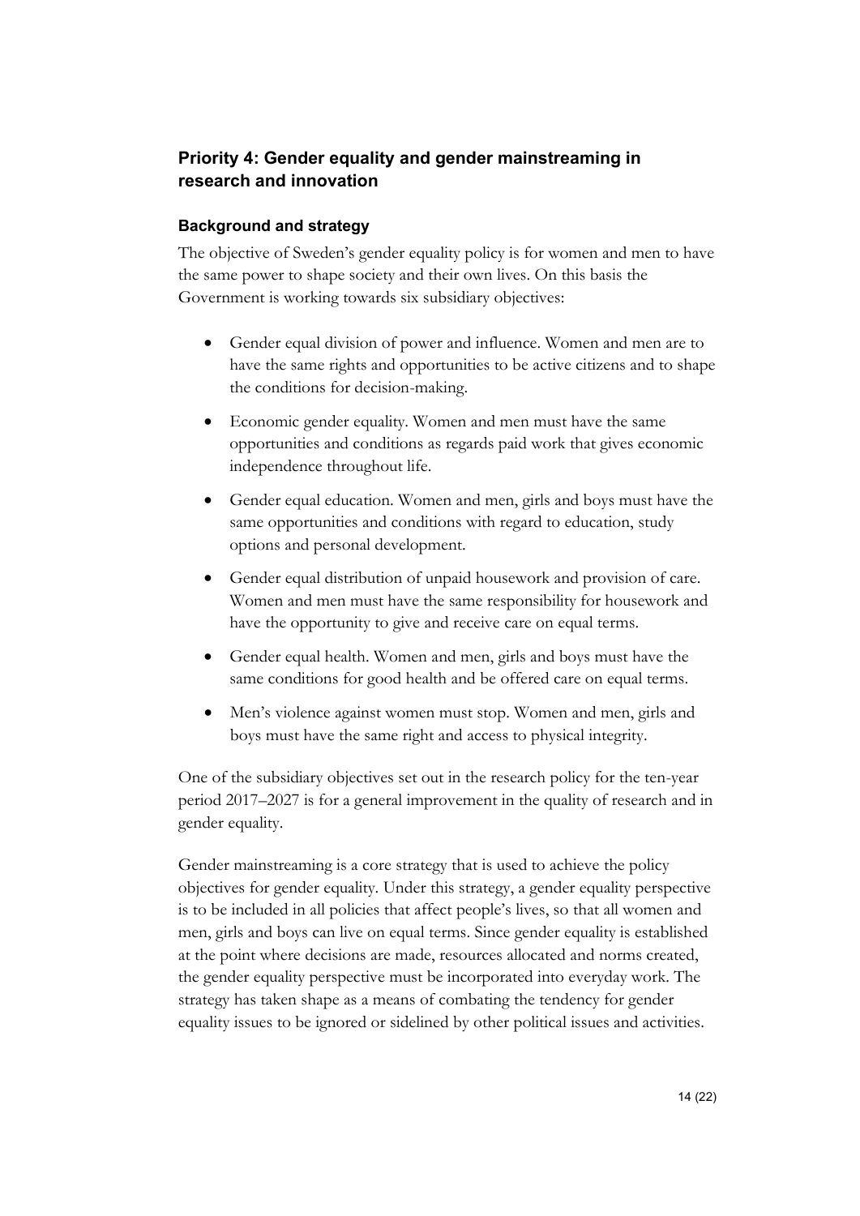## Priority 4: Gender equality and gender mainstreaming in research and innovation

### Background and strategy

The objective of Sweden's gender equality policy is for women and men to have the same power to shape society and their own lives. On this basis the Government is working towards six subsidiary objectives:

- Gender equal division of power and influence. Women and men are to have the same rights and opportunities to be active citizens and to shape the conditions for decision-making.
- Economic gender equality. Women and men must have the same opportunities and conditions as regards paid work that gives economic independence throughout life.
- Gender equal education. Women and men, girls and boys must have the same opportunities and conditions with regard to education, study options and personal development.
- Gender equal distribution of unpaid housework and provision of care. Women and men must have the same responsibility for housework and have the opportunity to give and receive care on equal terms.
- Gender equal health. Women and men, girls and boys must have the same conditions for good health and be offered care on equal terms.
- Men's violence against women must stop. Women and men, girls and boys must have the same right and access to physical integrity.

One of the subsidiary objectives set out in the research policy for the ten-year period 2017–2027 is for a general improvement in the quality of research and in gender equality.

Gender mainstreaming is a core strategy that is used to achieve the policy objectives for gender equality. Under this strategy, a gender equality perspective is to be included in all policies that affect people's lives, so that all women and men, girls and boys can live on equal terms. Since gender equality is established at the point where decisions are made, resources allocated and norms created, the gender equality perspective must be incorporated into everyday work. The strategy has taken shape as a means of combating the tendency for gender equality issues to be ignored or sidelined by other political issues and activities.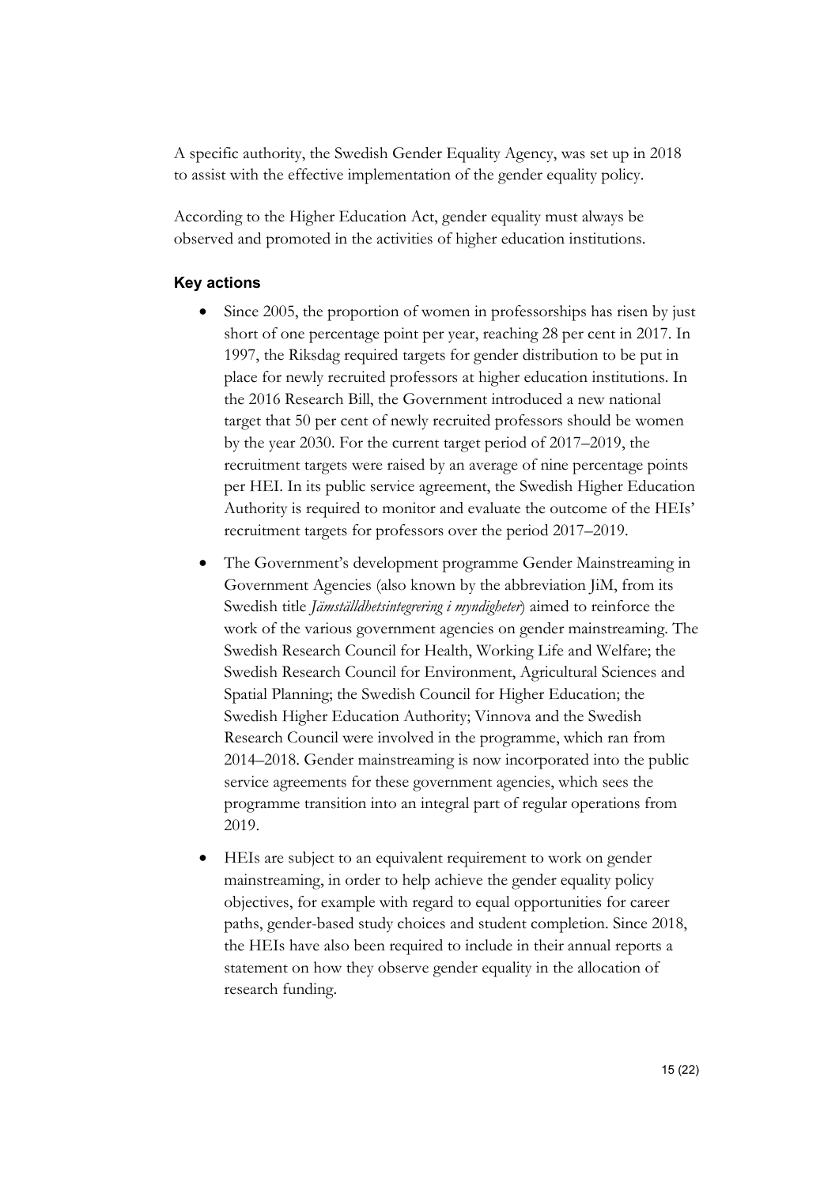A specific authority, the Swedish Gender Equality Agency, was set up in 2018 to assist with the effective implementation of the gender equality policy.

According to the Higher Education Act, gender equality must always be observed and promoted in the activities of higher education institutions.

### Key actions

- Since 2005, the proportion of women in professorships has risen by just short of one percentage point per year, reaching 28 per cent in 2017. In 1997, the Riksdag required targets for gender distribution to be put in place for newly recruited professors at higher education institutions. In the 2016 Research Bill, the Government introduced a new national target that 50 per cent of newly recruited professors should be women by the year 2030. For the current target period of 2017–2019, the recruitment targets were raised by an average of nine percentage points per HEI. In its public service agreement, the Swedish Higher Education Authority is required to monitor and evaluate the outcome of the HEIs' recruitment targets for professors over the period 2017–2019.
- The Government's development programme Gender Mainstreaming in Government Agencies (also known by the abbreviation JiM, from its Swedish title *Jämställdhetsintegrering i myndigheter*) aimed to reinforce the work of the various government agencies on gender mainstreaming. The Swedish Research Council for Health, Working Life and Welfare; the Swedish Research Council for Environment, Agricultural Sciences and Spatial Planning; the Swedish Council for Higher Education; the Swedish Higher Education Authority; Vinnova and the Swedish Research Council were involved in the programme, which ran from 2014–2018. Gender mainstreaming is now incorporated into the public service agreements for these government agencies, which sees the programme transition into an integral part of regular operations from 2019.
- HEIs are subject to an equivalent requirement to work on gender mainstreaming, in order to help achieve the gender equality policy objectives, for example with regard to equal opportunities for career paths, gender-based study choices and student completion. Since 2018, the HEIs have also been required to include in their annual reports a statement on how they observe gender equality in the allocation of research funding.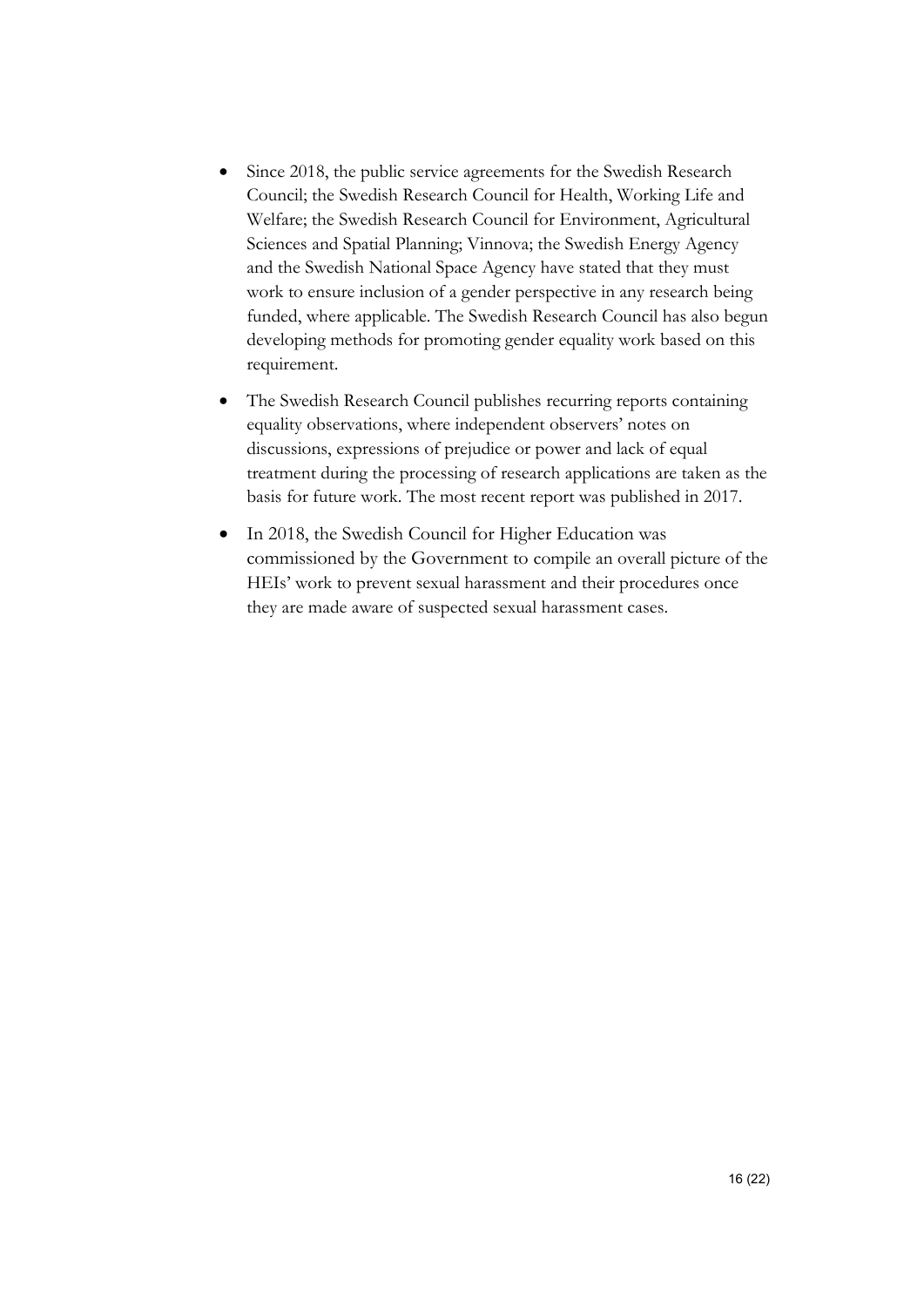- Since 2018, the public service agreements for the Swedish Research Council; the Swedish Research Council for Health, Working Life and Welfare; the Swedish Research Council for Environment, Agricultural Sciences and Spatial Planning; Vinnova; the Swedish Energy Agency and the Swedish National Space Agency have stated that they must work to ensure inclusion of a gender perspective in any research being funded, where applicable. The Swedish Research Council has also begun developing methods for promoting gender equality work based on this requirement.
- The Swedish Research Council publishes recurring reports containing equality observations, where independent observers' notes on discussions, expressions of prejudice or power and lack of equal treatment during the processing of research applications are taken as the basis for future work. The most recent report was published in 2017.
- In 2018, the Swedish Council for Higher Education was commissioned by the Government to compile an overall picture of the HEIs' work to prevent sexual harassment and their procedures once they are made aware of suspected sexual harassment cases.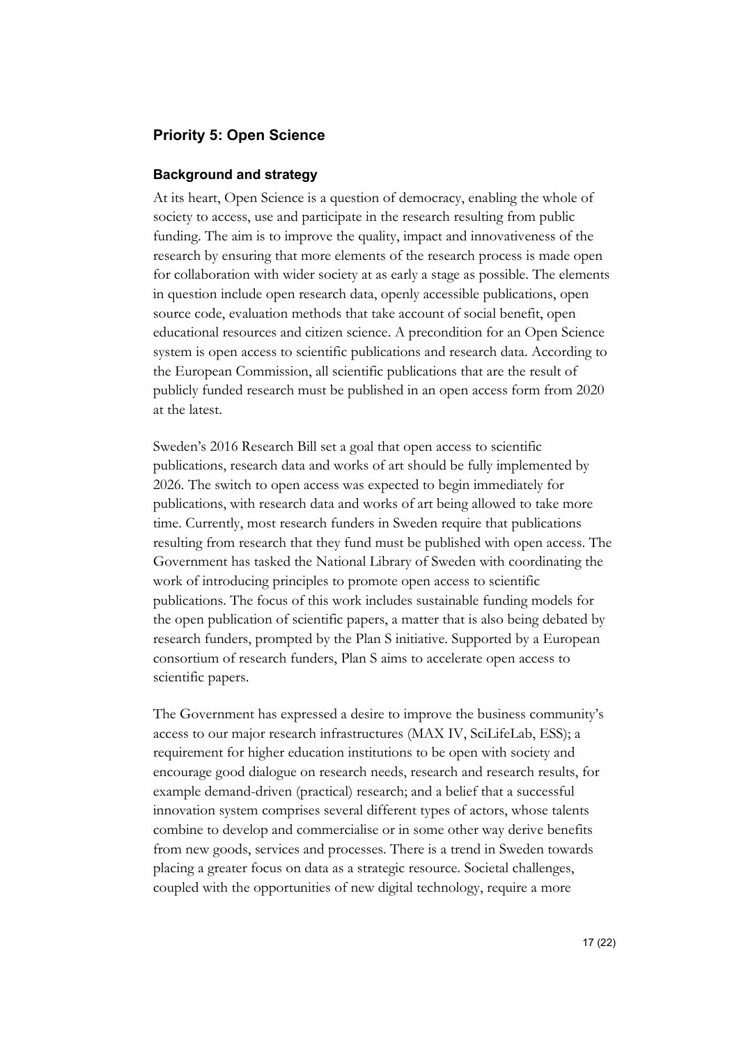## Priority 5: Open Science

### Background and strategy

At its heart, Open Science is a question of democracy, enabling the whole of society to access, use and participate in the research resulting from public funding. The aim is to improve the quality, impact and innovativeness of the research by ensuring that more elements of the research process is made open for collaboration with wider society at as early a stage as possible. The elements in question include open research data, openly accessible publications, open source code, evaluation methods that take account of social benefit, open educational resources and citizen science. A precondition for an Open Science system is open access to scientific publications and research data. According to the European Commission, all scientific publications that are the result of publicly funded research must be published in an open access form from 2020 at the latest.

Sweden's 2016 Research Bill set a goal that open access to scientific publications, research data and works of art should be fully implemented by 2026. The switch to open access was expected to begin immediately for publications, with research data and works of art being allowed to take more time. Currently, most research funders in Sweden require that publications resulting from research that they fund must be published with open access. The Government has tasked the National Library of Sweden with coordinating the work of introducing principles to promote open access to scientific publications. The focus of this work includes sustainable funding models for the open publication of scientific papers, a matter that is also being debated by research funders, prompted by the Plan S initiative. Supported by a European consortium of research funders, Plan S aims to accelerate open access to scientific papers.

The Government has expressed a desire to improve the business community's access to our major research infrastructures (MAX IV, SciLifeLab, ESS); a requirement for higher education institutions to be open with society and encourage good dialogue on research needs, research and research results, for example demand-driven (practical) research; and a belief that a successful innovation system comprises several different types of actors, whose talents combine to develop and commercialise or in some other way derive benefits from new goods, services and processes. There is a trend in Sweden towards placing a greater focus on data as a strategic resource. Societal challenges, coupled with the opportunities of new digital technology, require a more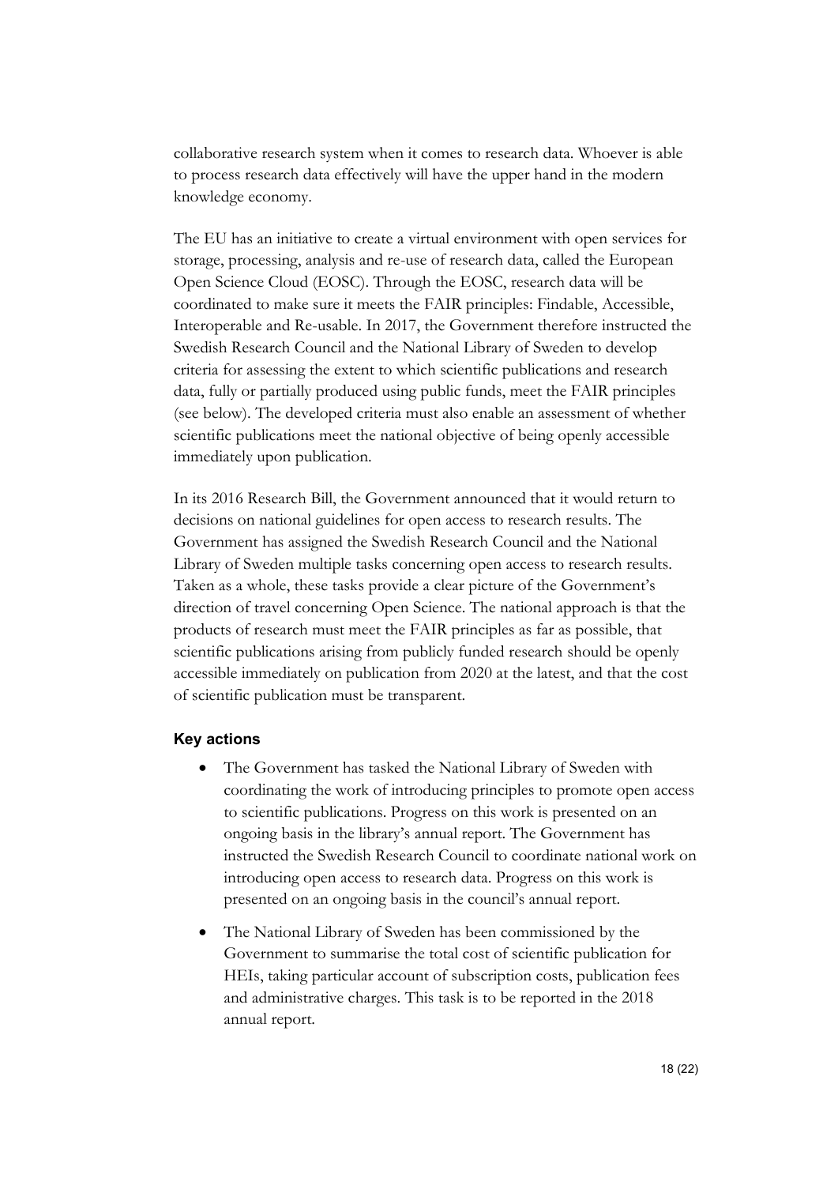collaborative research system when it comes to research data. Whoever is able to process research data effectively will have the upper hand in the modern knowledge economy.

The EU has an initiative to create a virtual environment with open services for storage, processing, analysis and re-use of research data, called the European Open Science Cloud (EOSC). Through the EOSC, research data will be coordinated to make sure it meets the FAIR principles: Findable, Accessible, Interoperable and Re-usable. In 2017, the Government therefore instructed the Swedish Research Council and the National Library of Sweden to develop criteria for assessing the extent to which scientific publications and research data, fully or partially produced using public funds, meet the FAIR principles (see below). The developed criteria must also enable an assessment of whether scientific publications meet the national objective of being openly accessible immediately upon publication.

In its 2016 Research Bill, the Government announced that it would return to decisions on national guidelines for open access to research results. The Government has assigned the Swedish Research Council and the National Library of Sweden multiple tasks concerning open access to research results. Taken as a whole, these tasks provide a clear picture of the Government's direction of travel concerning Open Science. The national approach is that the products of research must meet the FAIR principles as far as possible, that scientific publications arising from publicly funded research should be openly accessible immediately on publication from 2020 at the latest, and that the cost of scientific publication must be transparent.

#### Key actions

- The Government has tasked the National Library of Sweden with coordinating the work of introducing principles to promote open access to scientific publications. Progress on this work is presented on an ongoing basis in the library's annual report. The Government has instructed the Swedish Research Council to coordinate national work on introducing open access to research data. Progress on this work is presented on an ongoing basis in the council's annual report.
- The National Library of Sweden has been commissioned by the Government to summarise the total cost of scientific publication for HEIs, taking particular account of subscription costs, publication fees and administrative charges. This task is to be reported in the 2018 annual report.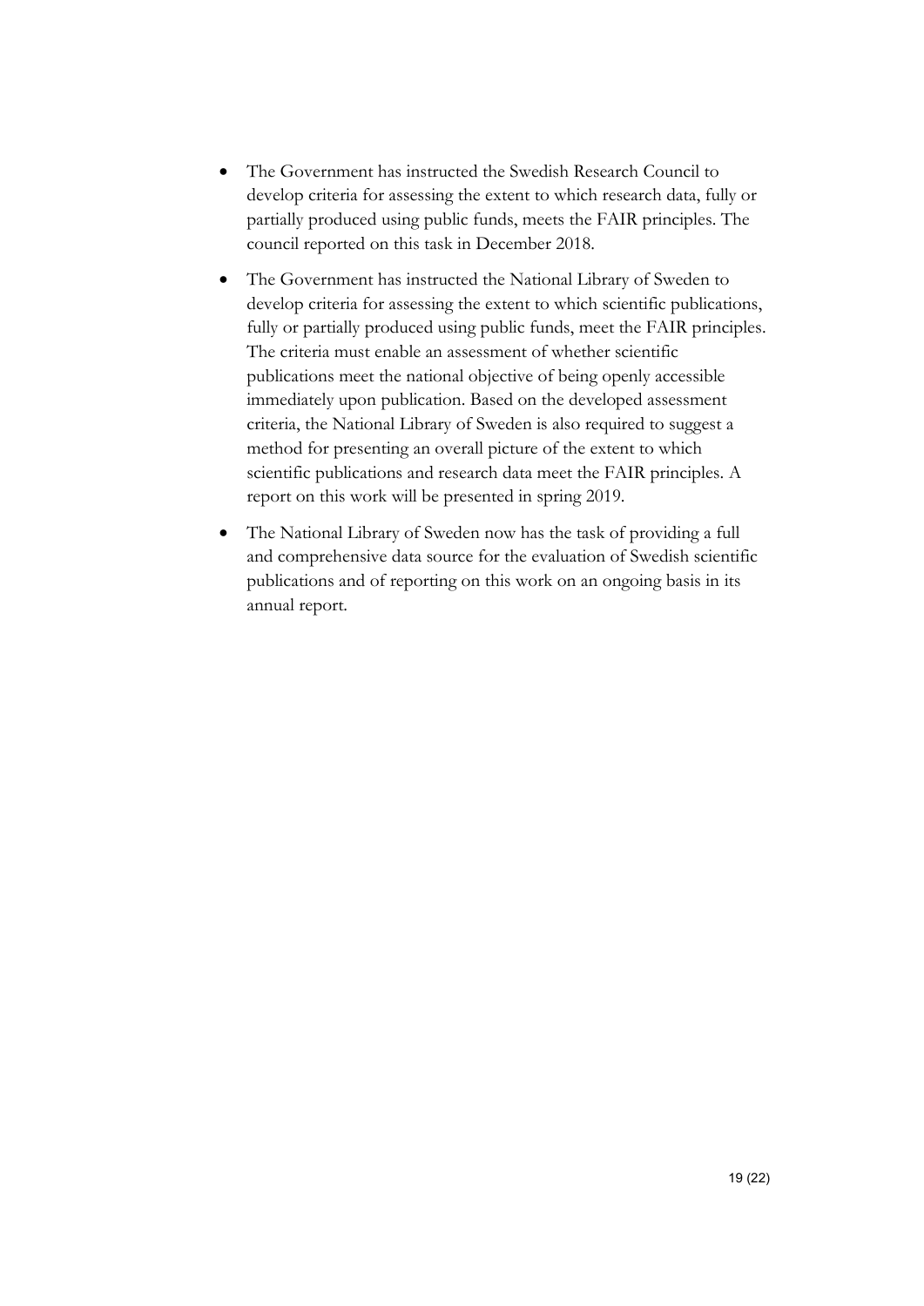- The Government has instructed the Swedish Research Council to develop criteria for assessing the extent to which research data, fully or partially produced using public funds, meets the FAIR principles. The council reported on this task in December 2018.
- The Government has instructed the National Library of Sweden to develop criteria for assessing the extent to which scientific publications, fully or partially produced using public funds, meet the FAIR principles. The criteria must enable an assessment of whether scientific publications meet the national objective of being openly accessible immediately upon publication. Based on the developed assessment criteria, the National Library of Sweden is also required to suggest a method for presenting an overall picture of the extent to which scientific publications and research data meet the FAIR principles. A report on this work will be presented in spring 2019.
- The National Library of Sweden now has the task of providing a full and comprehensive data source for the evaluation of Swedish scientific publications and of reporting on this work on an ongoing basis in its annual report.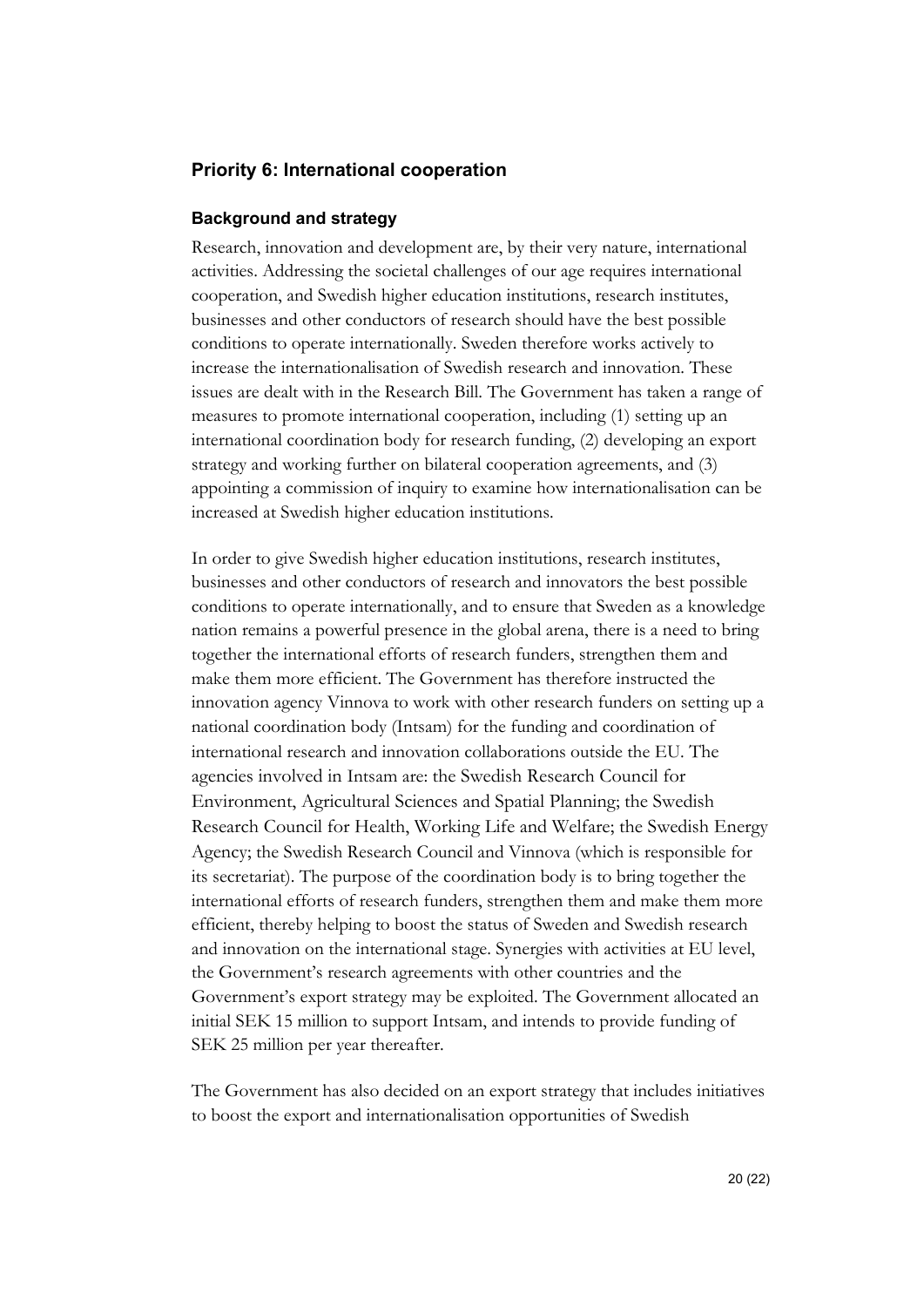## Priority 6: International cooperation

### Background and strategy

Research, innovation and development are, by their very nature, international activities. Addressing the societal challenges of our age requires international cooperation, and Swedish higher education institutions, research institutes, businesses and other conductors of research should have the best possible conditions to operate internationally. Sweden therefore works actively to increase the internationalisation of Swedish research and innovation. These issues are dealt with in the Research Bill. The Government has taken a range of measures to promote international cooperation, including (1) setting up an international coordination body for research funding, (2) developing an export strategy and working further on bilateral cooperation agreements, and (3) appointing a commission of inquiry to examine how internationalisation can be increased at Swedish higher education institutions.

In order to give Swedish higher education institutions, research institutes, businesses and other conductors of research and innovators the best possible conditions to operate internationally, and to ensure that Sweden as a knowledge nation remains a powerful presence in the global arena, there is a need to bring together the international efforts of research funders, strengthen them and make them more efficient. The Government has therefore instructed the innovation agency Vinnova to work with other research funders on setting up a national coordination body (Intsam) for the funding and coordination of international research and innovation collaborations outside the EU. The agencies involved in Intsam are: the Swedish Research Council for Environment, Agricultural Sciences and Spatial Planning; the Swedish Research Council for Health, Working Life and Welfare; the Swedish Energy Agency; the Swedish Research Council and Vinnova (which is responsible for its secretariat). The purpose of the coordination body is to bring together the international efforts of research funders, strengthen them and make them more efficient, thereby helping to boost the status of Sweden and Swedish research and innovation on the international stage. Synergies with activities at EU level, the Government's research agreements with other countries and the Government's export strategy may be exploited. The Government allocated an initial SEK 15 million to support Intsam, and intends to provide funding of SEK 25 million per year thereafter.

The Government has also decided on an export strategy that includes initiatives to boost the export and internationalisation opportunities of Swedish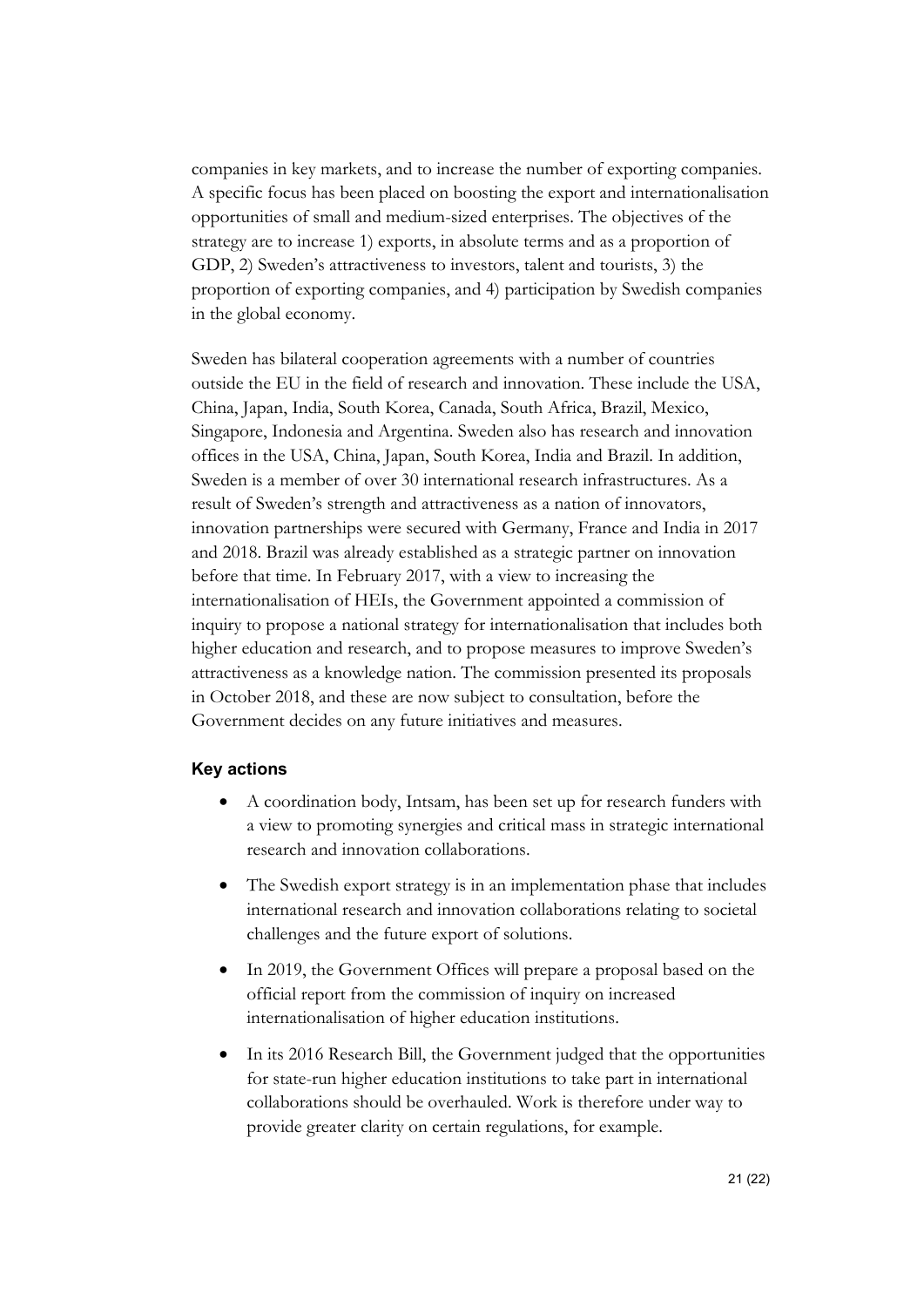companies in key markets, and to increase the number of exporting companies. A specific focus has been placed on boosting the export and internationalisation opportunities of small and medium-sized enterprises. The objectives of the strategy are to increase 1) exports, in absolute terms and as a proportion of GDP, 2) Sweden's attractiveness to investors, talent and tourists, 3) the proportion of exporting companies, and 4) participation by Swedish companies in the global economy.

Sweden has bilateral cooperation agreements with a number of countries outside the EU in the field of research and innovation. These include the USA, China, Japan, India, South Korea, Canada, South Africa, Brazil, Mexico, Singapore, Indonesia and Argentina. Sweden also has research and innovation offices in the USA, China, Japan, South Korea, India and Brazil. In addition, Sweden is a member of over 30 international research infrastructures. As a result of Sweden's strength and attractiveness as a nation of innovators, innovation partnerships were secured with Germany, France and India in 2017 and 2018. Brazil was already established as a strategic partner on innovation before that time. In February 2017, with a view to increasing the internationalisation of HEIs, the Government appointed a commission of inquiry to propose a national strategy for internationalisation that includes both higher education and research, and to propose measures to improve Sweden's attractiveness as a knowledge nation. The commission presented its proposals in October 2018, and these are now subject to consultation, before the Government decides on any future initiatives and measures.

#### Key actions

- A coordination body, Intsam, has been set up for research funders with a view to promoting synergies and critical mass in strategic international research and innovation collaborations.
- The Swedish export strategy is in an implementation phase that includes international research and innovation collaborations relating to societal challenges and the future export of solutions.
- In 2019, the Government Offices will prepare a proposal based on the official report from the commission of inquiry on increased internationalisation of higher education institutions.
- In its 2016 Research Bill, the Government judged that the opportunities for state-run higher education institutions to take part in international collaborations should be overhauled. Work is therefore under way to provide greater clarity on certain regulations, for example.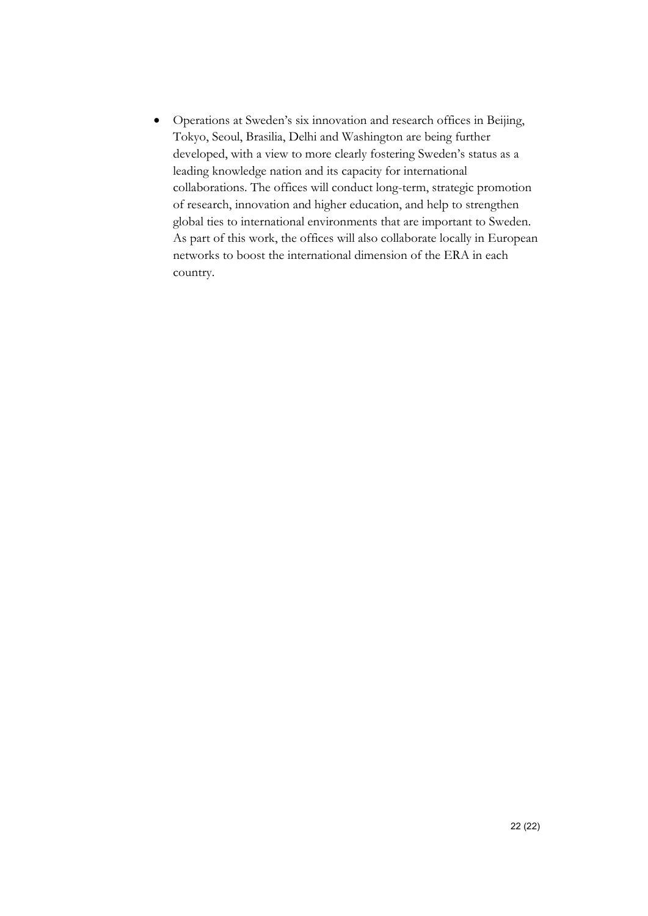- Operations at Sweden's six innovation and research offices in Beijing, Tokyo, Seoul, Brasilia, Delhi and Washington are being further developed, with a view to more clearly fostering Sweden's status as a leading knowledge nation and its capacity for international collaborations. The offices will conduct long-term, strategic promotion of research, innovation and higher education, and help to strengthen global ties to international environments that are important to Sweden. As part of this work, the offices will also collaborate locally in European networks to boost the international dimension of the ERA in each country.